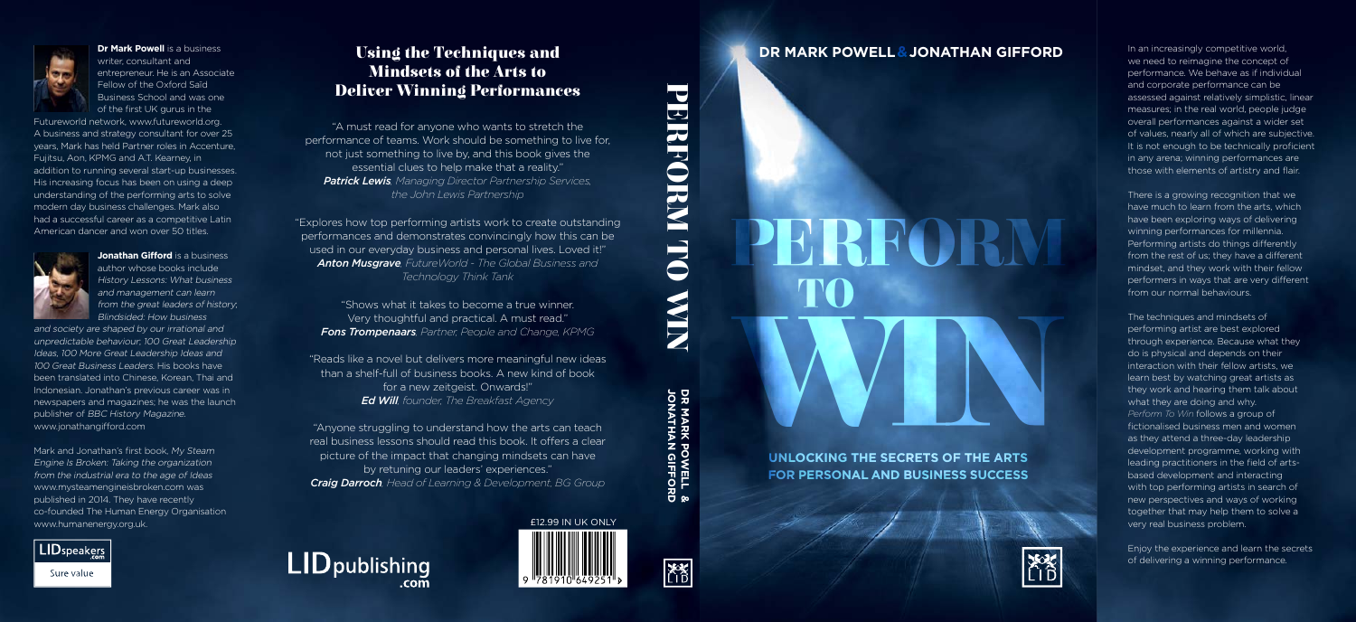**Dr Mark Powell** is a business writer, consultant and entrepreneur. He is an Associate Fellow of the Oxford Saïd Business School and was one of the first UK gurus in the Futureworld network, www.futureworld.org. A business and strategy consultant for over 25 years, Mark has held Partner roles in Accenture, Fujitsu, Aon, KPMG and A.T. Kearney, in addition to running several start-up businesses. His increasing focus has been on using a deep understanding of the performing arts to solve modern day business challenges. Mark also had a successful career as a competitive Latin American dancer and won over 50 titles.

**Jonathan Gifford** is a business author whose books include *History Lessons: What business and management can learn from the great leaders of history*; *Blindsided: How business and society are shaped by our irrational and unpredictable behaviour*; *100 Great Leadership Ideas*, *100 More Great Leadership Ideas* and *100 Great Business Leaders*. His books have been translated into Chinese, Korean, Thai and Indonesian. Jonathan's previous career was in newspapers and magazines; he was the launch publisher of *BBC History Magazine*. www.jonathangifford.com

Mark and Jonathan's first book, *My Steam Engine Is Broken: Taking the organization from the industrial era to the age of Ideas* www.mysteamengineisbroken.com was published in 2014. They have recently co-founded The Human Energy Organisation www.humanenergy.org.uk.

LIDspeakers.com
Sure value

## Using the Techniques and Mindsets of the Arts to Deliver Winning Performances

"A must read for anyone who wants to stretch the performance of teams. Work should be something to live for, not just something to live by, and this book gives the essential clues to help make that a reality."
***Patrick Lewis**, Managing Director Partnership Services, the John Lewis Partnership*

"Explores how top performing artists work to create outstanding performances and demonstrates convincingly how this can be used in our everyday business and personal lives. Loved it!"
***Anton Musgrave**, FutureWorld - The Global Business and Technology Think Tank*

"Shows what it takes to become a true winner. Very thoughtful and practical. A must read."
***Fons Trompenaars**, Partner, People and Change, KPMG*

"Reads like a novel but delivers more meaningful new ideas than a shelf-full of business books. A new kind of book for a new zeitgeist. Onwards!"
***Ed Will**, founder, The Breakfast Agency*

"Anyone struggling to understand how the arts can teach real business lessons should read this book. It offers a clear picture of the impact that changing mindsets can have by retuning our leaders' experiences."
***Craig Darroch**, Head of Learning & Development, BG Group*

LIDpublishing.com

£12.99 IN UK ONLY

9 781910 649251

PERFORM TO WIN

DR MARK POWELL & JONATHAN GIFFORD

LID

**DR MARK POWELL & JONATHAN GIFFORD**

# PERFORM TO WIN

## UNLOCKING THE SECRETS OF THE ARTS FOR PERSONAL AND BUSINESS SUCCESS

LID

In an increasingly competitive world, we need to reimagine the concept of performance. We behave as if individual and corporate performance can be assessed against relatively simplistic, linear measures; in the real world, people judge overall performances against a wider set of values, nearly all of which are subjective. It is not enough to be technically proficient in any arena; winning performances are those with elements of artistry and flair.

There is a growing recognition that we have much to learn from the arts, which have been exploring ways of delivering winning performances for millennia. Performing artists do things differently from the rest of us; they have a different mindset, and they work with their fellow performers in ways that are very different from our normal behaviours.

The techniques and mindsets of performing artist are best explored through experience. Because what they do is physical and depends on their interaction with their fellow artists, we learn best by watching great artists as they work and hearing them talk about what they are doing and why. *Perform To Win* follows a group of fictionalised business men and women as they attend a three-day leadership development programme, working with leading practitioners in the field of arts-based development and interacting with top performing artists in search of new perspectives and ways of working together that may help them to solve a very real business problem.

Enjoy the experience and learn the secrets of delivering a winning performance.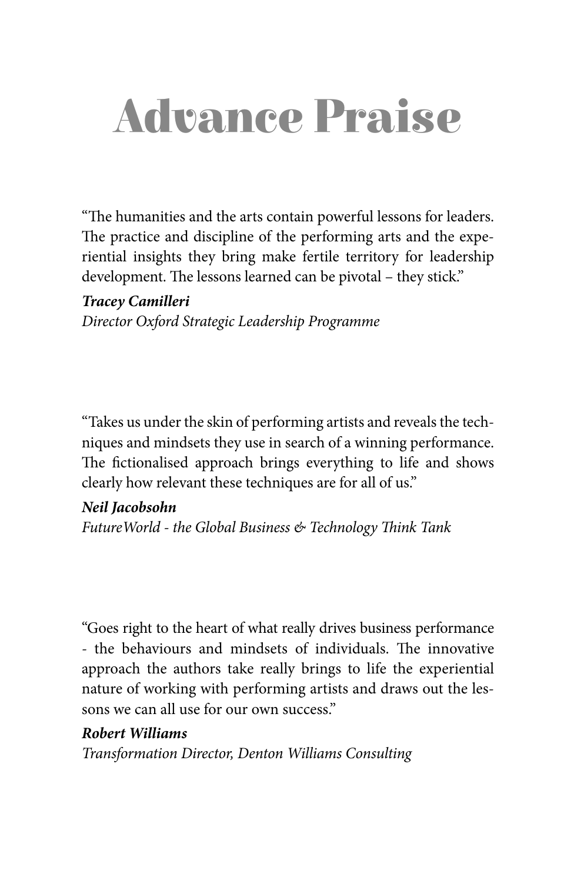# Advance Praise

"The humanities and the arts contain powerful lessons for leaders. The practice and discipline of the performing arts and the experiential insights they bring make fertile territory for leadership development. The lessons learned can be pivotal – they stick."

***Tracey Camilleri***
*Director Oxford Strategic Leadership Programme*

"Takes us under the skin of performing artists and reveals the techniques and mindsets they use in search of a winning performance. The fictionalised approach brings everything to life and shows clearly how relevant these techniques are for all of us."

***Neil Jacobsohn***
*FutureWorld - the Global Business & Technology Think Tank*

"Goes right to the heart of what really drives business performance - the behaviours and mindsets of individuals. The innovative approach the authors take really brings to life the experiential nature of working with performing artists and draws out the lessons we can all use for our own success."

***Robert Williams***
*Transformation Director, Denton Williams Consulting*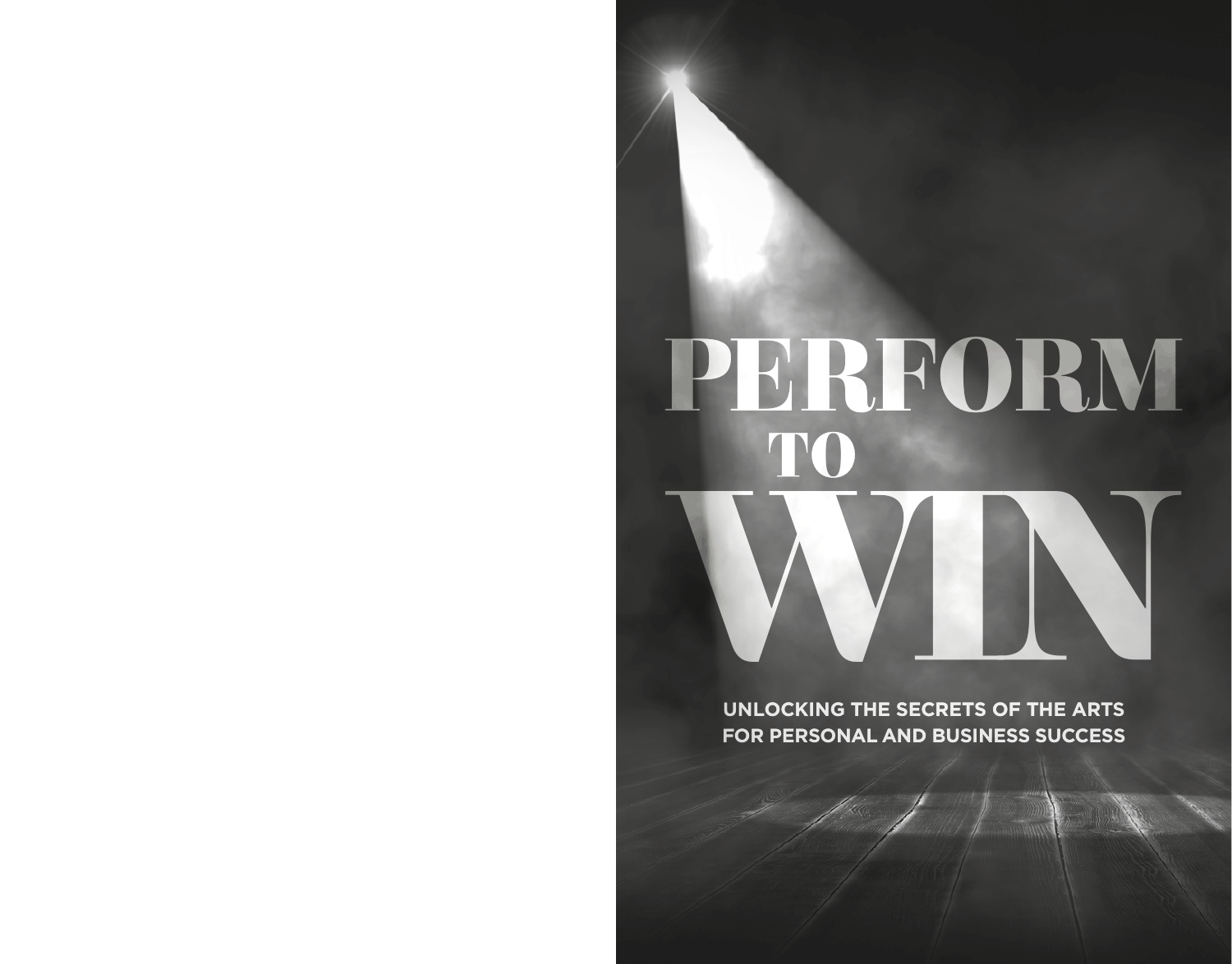# PERFORM TO WIN

**UNLOCKING THE SECRETS OF THE ARTS FOR PERSONAL AND BUSINESS SUCCESS**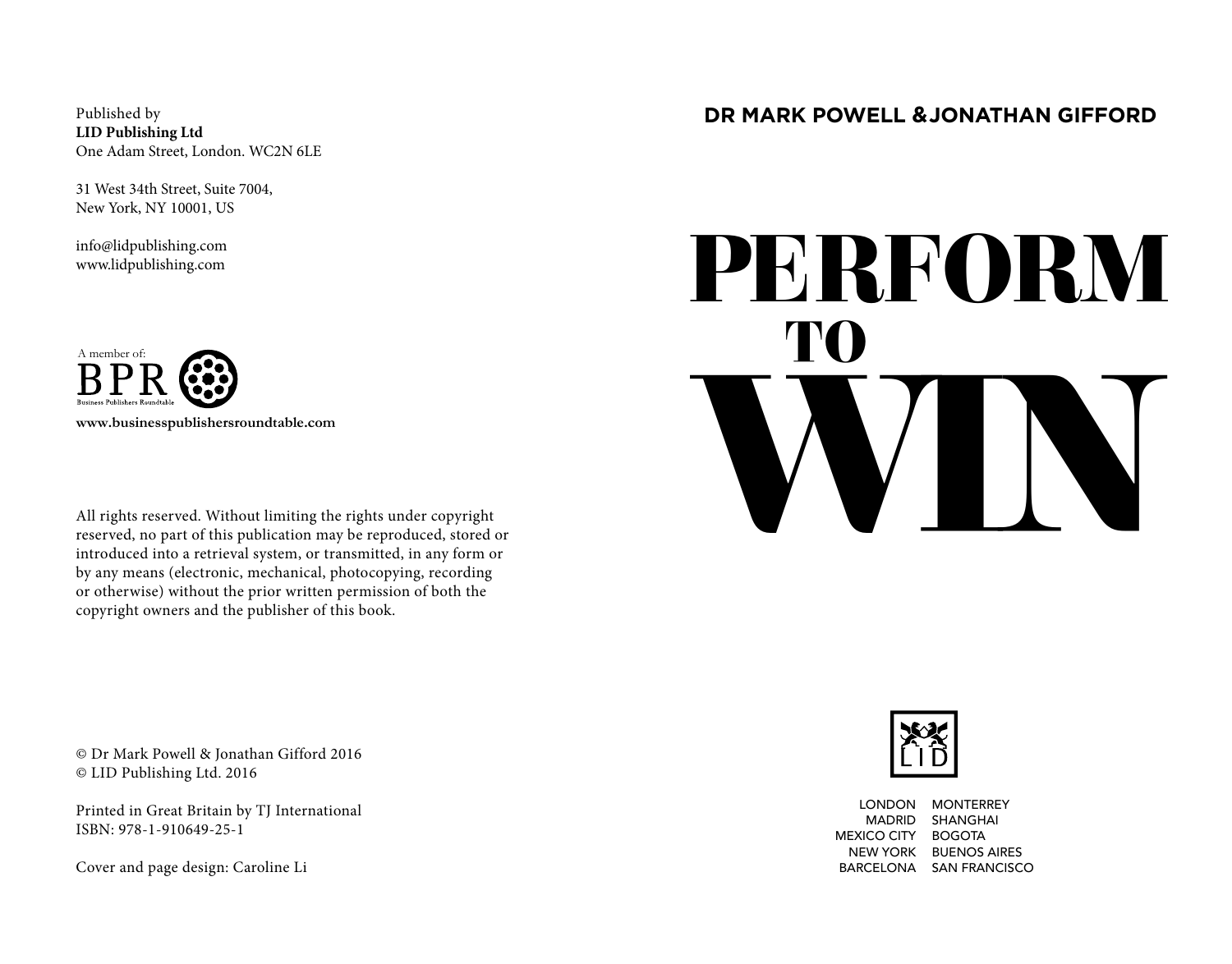Published by
**LID Publishing Ltd**
One Adam Street, London. WC2N 6LE

31 West 34th Street, Suite 7004,
New York, NY 10001, US

info@lidpublishing.com
www.lidpublishing.com

A member of:
BPR
Business Publishers Roundtable

**www.businesspublishersroundtable.com**

All rights reserved. Without limiting the rights under copyright reserved, no part of this publication may be reproduced, stored or introduced into a retrieval system, or transmitted, in any form or by any means (electronic, mechanical, photocopying, recording or otherwise) without the prior written permission of both the copyright owners and the publisher of this book.

© Dr Mark Powell & Jonathan Gifford 2016
© LID Publishing Ltd. 2016

Printed in Great Britain by TJ International
ISBN: 978-1-910649-25-1

Cover and page design: Caroline Li

**DR MARK POWELL & JONATHAN GIFFORD**

# PERFORM TO WIN

LID

LONDON
MADRID
MEXICO CITY
NEW YORK
BARCELONA
MONTERREY
SHANGHAI
BOGOTA
BUENOS AIRES
SAN FRANCISCO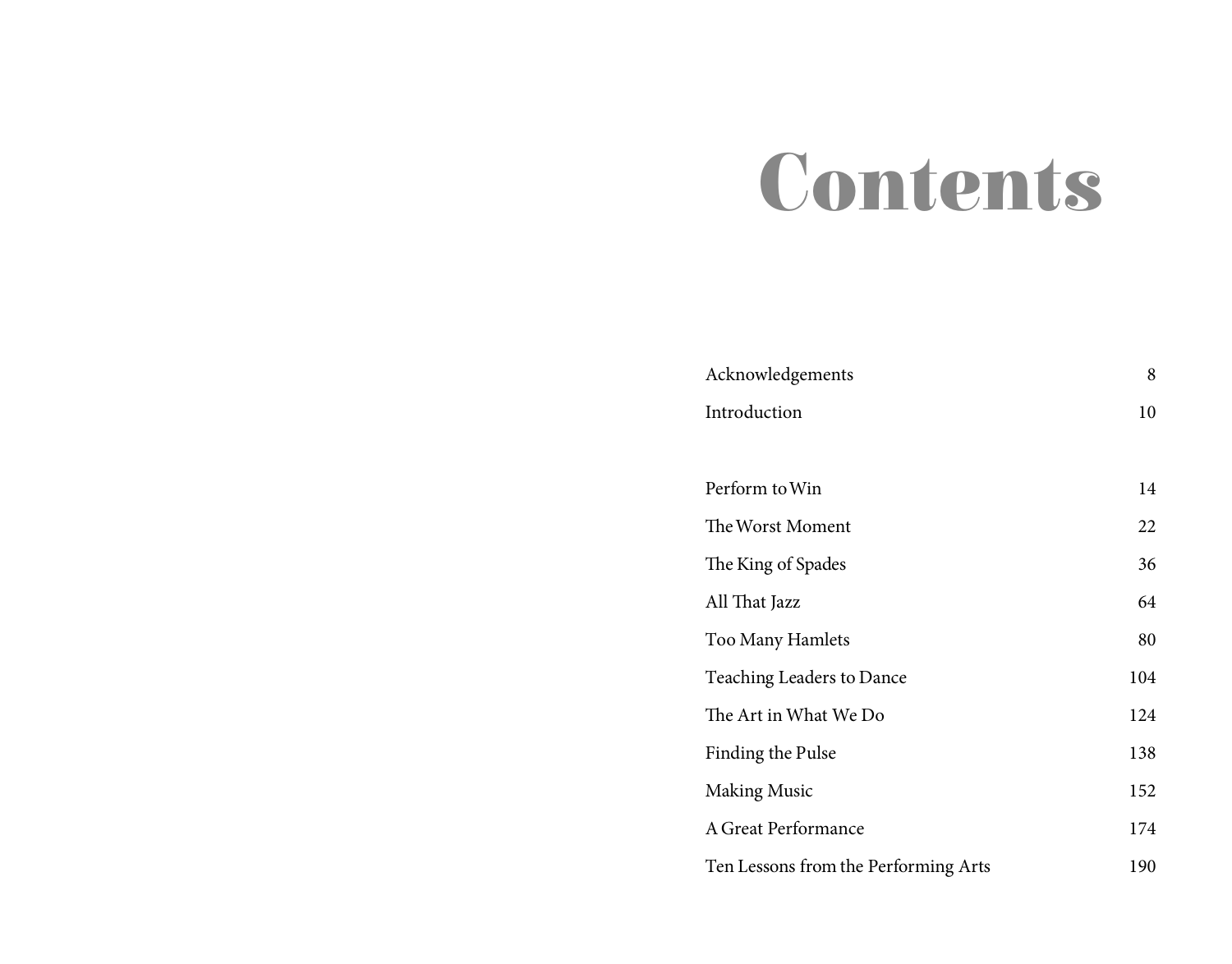# Contents

| | |
|---|---|
| Acknowledgements | 8 |
| Introduction | 10 |
| | |
| Perform to Win | 14 |
| The Worst Moment | 22 |
| The King of Spades | 36 |
| All That Jazz | 64 |
| Too Many Hamlets | 80 |
| Teaching Leaders to Dance | 104 |
| The Art in What We Do | 124 |
| Finding the Pulse | 138 |
| Making Music | 152 |
| A Great Performance | 174 |
| Ten Lessons from the Performing Arts | 190 |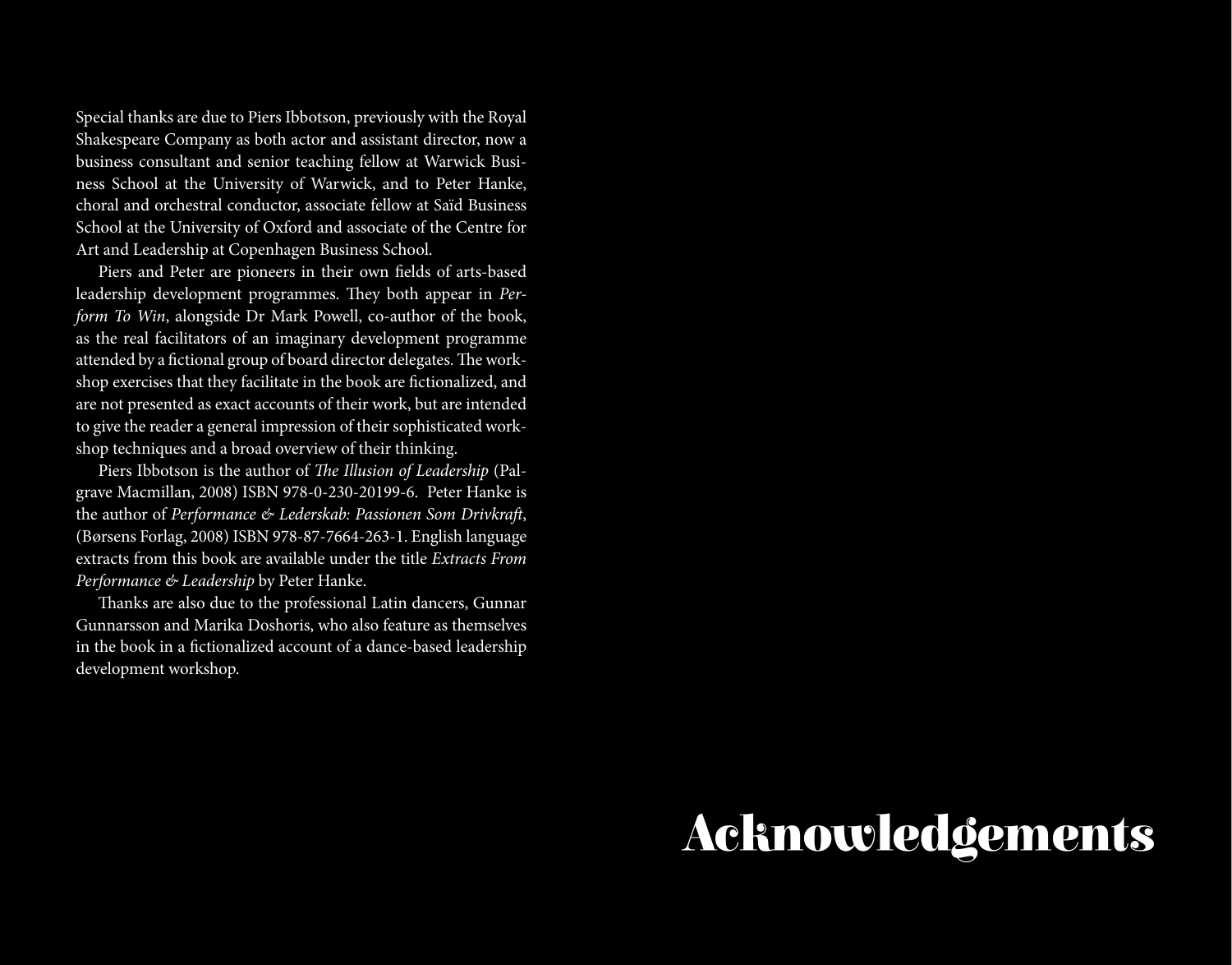# Acknowledgements

Special thanks are due to Piers Ibbotson, previously with the Royal Shakespeare Company as both actor and assistant director, now a business consultant and senior teaching fellow at Warwick Business School at the University of Warwick, and to Peter Hanke, choral and orchestral conductor, associate fellow at Saïd Business School at the University of Oxford and associate of the Centre for Art and Leadership at Copenhagen Business School.

Piers and Peter are pioneers in their own fields of arts-based leadership development programmes. They both appear in *Perform To Win*, alongside Dr Mark Powell, co-author of the book, as the real facilitators of an imaginary development programme attended by a fictional group of board director delegates. The workshop exercises that they facilitate in the book are fictionalized, and are not presented as exact accounts of their work, but are intended to give the reader a general impression of their sophisticated workshop techniques and a broad overview of their thinking.

Piers Ibbotson is the author of *The Illusion of Leadership* (Palgrave Macmillan, 2008) ISBN 978-0-230-20199-6. Peter Hanke is the author of *Performance & Lederskab: Passionen Som Drivkraft*, (Børsens Forlag, 2008) ISBN 978-87-7664-263-1. English language extracts from this book are available under the title *Extracts From Performance & Leadership* by Peter Hanke.

Thanks are also due to the professional Latin dancers, Gunnar Gunnarsson and Marika Doshoris, who also feature as themselves in the book in a fictionalized account of a dance-based leadership development workshop.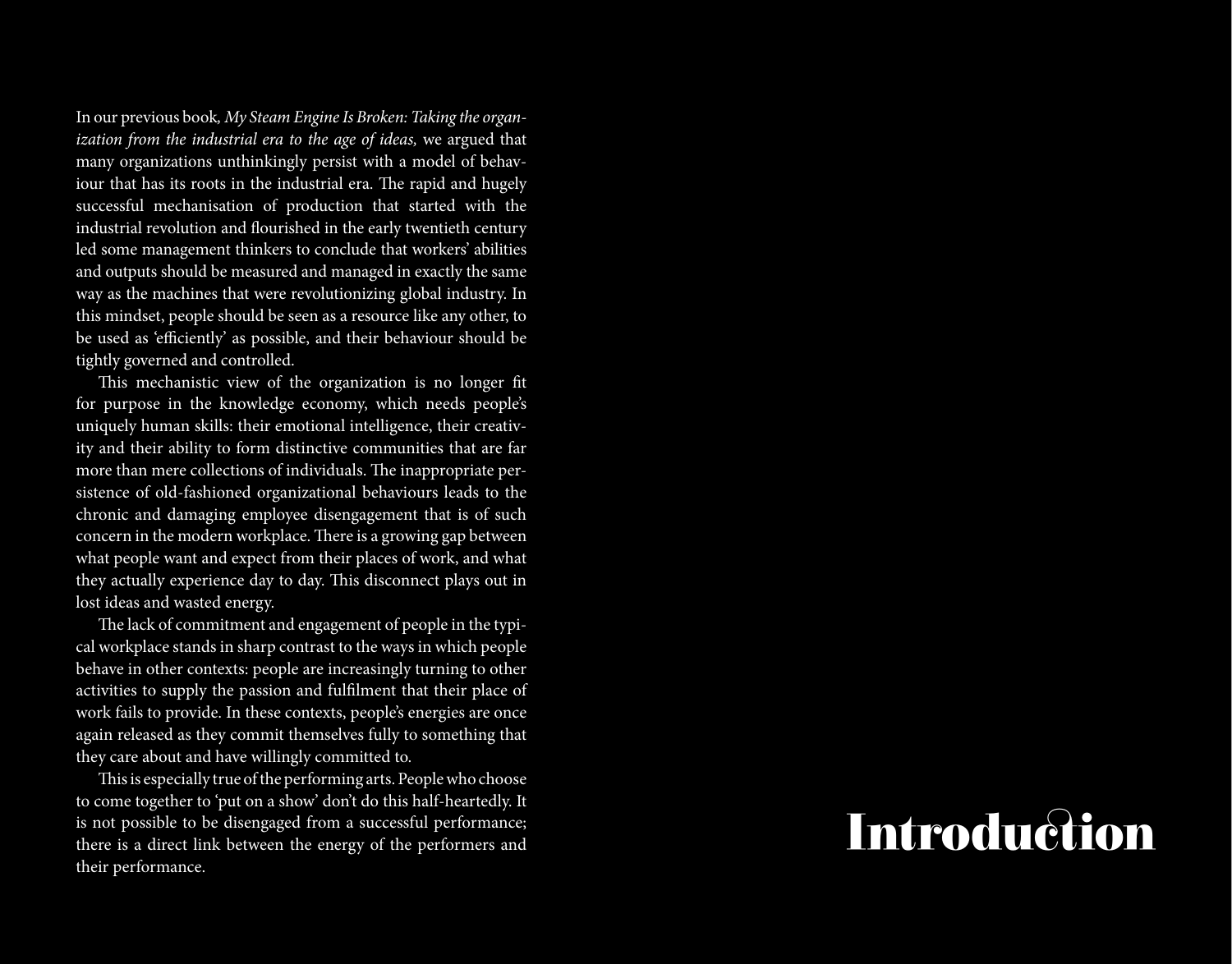# Introduction

In our previous book, *My Steam Engine Is Broken: Taking the organization from the industrial era to the age of ideas,* we argued that many organizations unthinkingly persist with a model of behaviour that has its roots in the industrial era. The rapid and hugely successful mechanisation of production that started with the industrial revolution and flourished in the early twentieth century led some management thinkers to conclude that workers' abilities and outputs should be measured and managed in exactly the same way as the machines that were revolutionizing global industry. In this mindset, people should be seen as a resource like any other, to be used as 'efficiently' as possible, and their behaviour should be tightly governed and controlled.

This mechanistic view of the organization is no longer fit for purpose in the knowledge economy, which needs people's uniquely human skills: their emotional intelligence, their creativity and their ability to form distinctive communities that are far more than mere collections of individuals. The inappropriate persistence of old-fashioned organizational behaviours leads to the chronic and damaging employee disengagement that is of such concern in the modern workplace. There is a growing gap between what people want and expect from their places of work, and what they actually experience day to day. This disconnect plays out in lost ideas and wasted energy.

The lack of commitment and engagement of people in the typical workplace stands in sharp contrast to the ways in which people behave in other contexts: people are increasingly turning to other activities to supply the passion and fulfilment that their place of work fails to provide. In these contexts, people's energies are once again released as they commit themselves fully to something that they care about and have willingly committed to.

This is especially true of the performing arts. People who choose to come together to 'put on a show' don't do this half-heartedly. It is not possible to be disengaged from a successful performance; there is a direct link between the energy of the performers and their performance.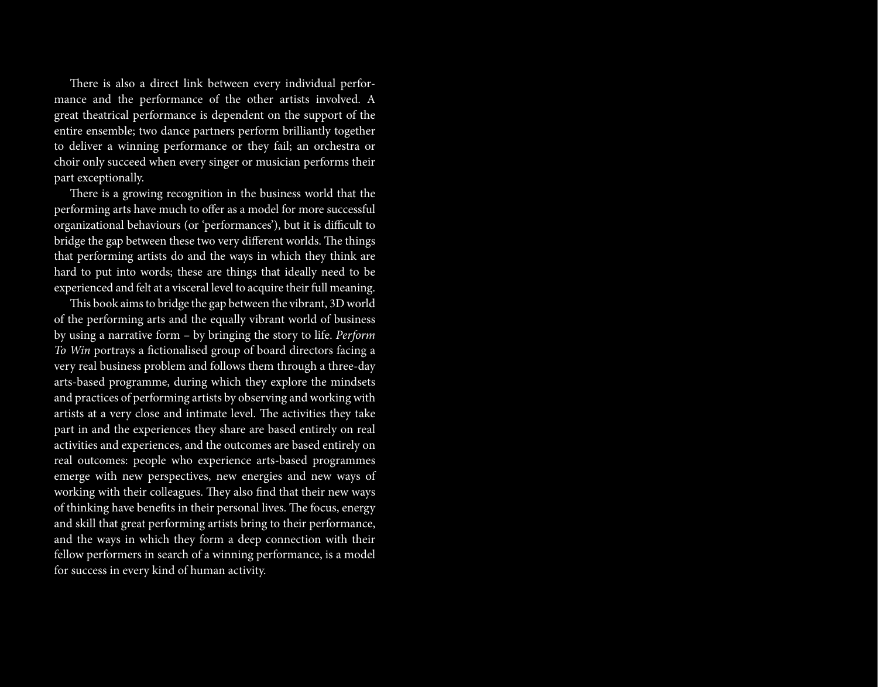There is also a direct link between every individual performance and the performance of the other artists involved. A great theatrical performance is dependent on the support of the entire ensemble; two dance partners perform brilliantly together to deliver a winning performance or they fail; an orchestra or choir only succeed when every singer or musician performs their part exceptionally.

There is a growing recognition in the business world that the performing arts have much to offer as a model for more successful organizational behaviours (or 'performances'), but it is difficult to bridge the gap between these two very different worlds. The things that performing artists do and the ways in which they think are hard to put into words; these are things that ideally need to be experienced and felt at a visceral level to acquire their full meaning.

This book aims to bridge the gap between the vibrant, 3D world of the performing arts and the equally vibrant world of business by using a narrative form – by bringing the story to life. *Perform To Win* portrays a fictionalised group of board directors facing a very real business problem and follows them through a three-day arts-based programme, during which they explore the mindsets and practices of performing artists by observing and working with artists at a very close and intimate level. The activities they take part in and the experiences they share are based entirely on real activities and experiences, and the outcomes are based entirely on real outcomes: people who experience arts-based programmes emerge with new perspectives, new energies and new ways of working with their colleagues. They also find that their new ways of thinking have benefits in their personal lives. The focus, energy and skill that great performing artists bring to their performance, and the ways in which they form a deep connection with their fellow performers in search of a winning performance, is a model for success in every kind of human activity.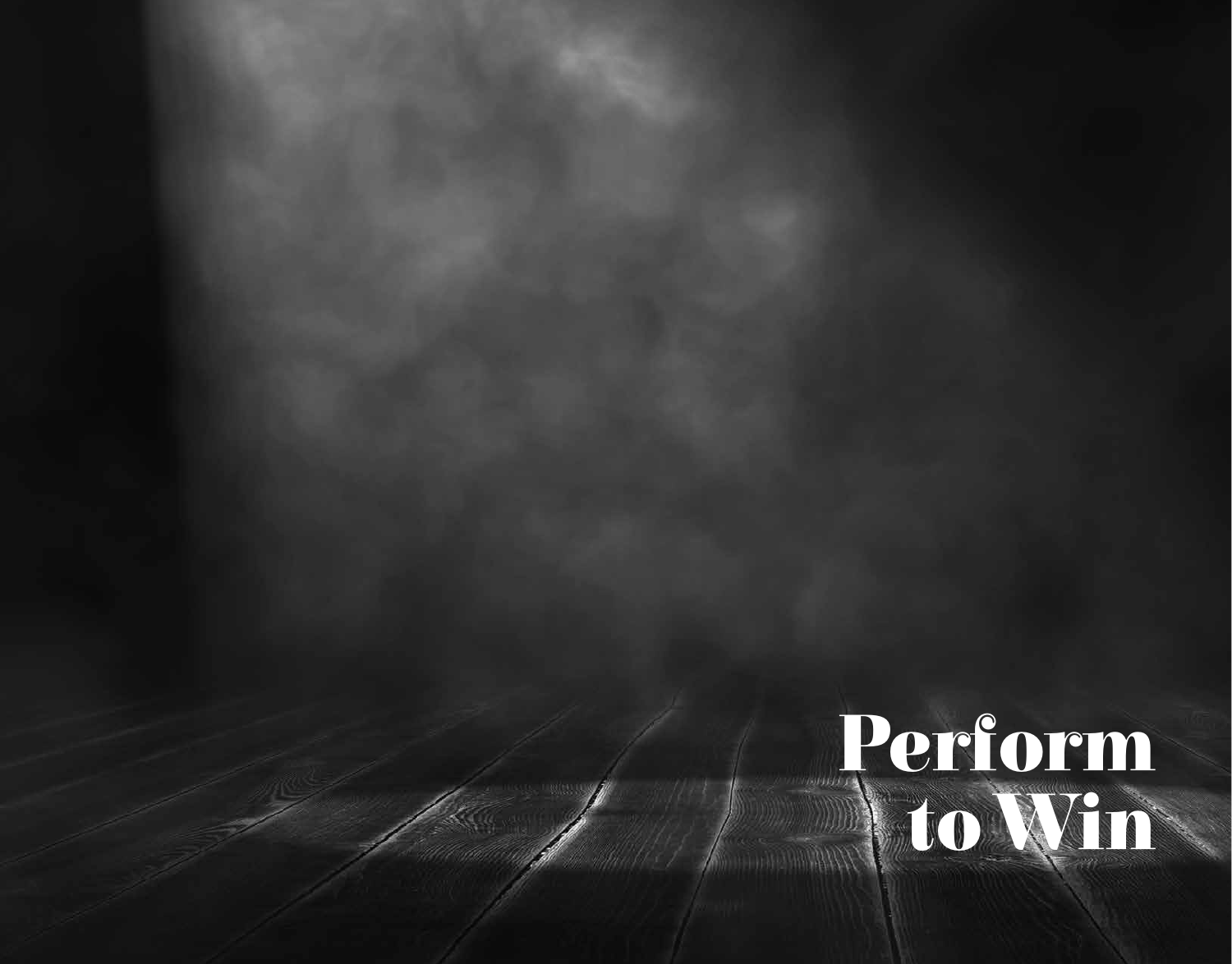# Perform to Win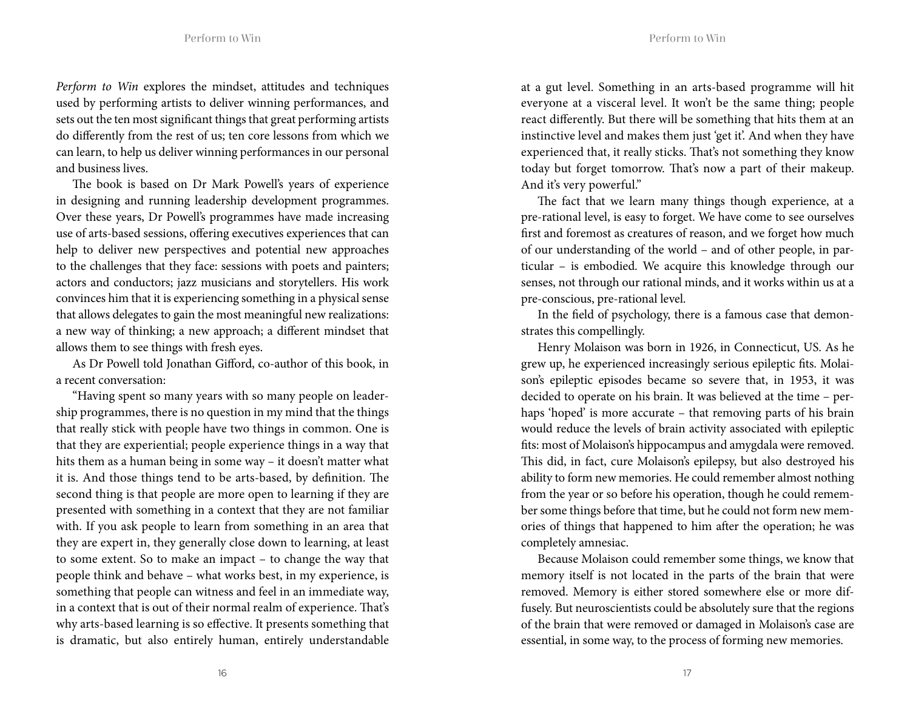*Perform to Win* explores the mindset, attitudes and techniques used by performing artists to deliver winning performances, and sets out the ten most significant things that great performing artists do differently from the rest of us; ten core lessons from which we can learn, to help us deliver winning performances in our personal and business lives.

The book is based on Dr Mark Powell's years of experience in designing and running leadership development programmes. Over these years, Dr Powell's programmes have made increasing use of arts-based sessions, offering executives experiences that can help to deliver new perspectives and potential new approaches to the challenges that they face: sessions with poets and painters; actors and conductors; jazz musicians and storytellers. His work convinces him that it is experiencing something in a physical sense that allows delegates to gain the most meaningful new realizations: a new way of thinking; a new approach; a different mindset that allows them to see things with fresh eyes.

As Dr Powell told Jonathan Gifford, co-author of this book, in a recent conversation:

"Having spent so many years with so many people on leadership programmes, there is no question in my mind that the things that really stick with people have two things in common. One is that they are experiential; people experience things in a way that hits them as a human being in some way – it doesn't matter what it is. And those things tend to be arts-based, by definition. The second thing is that people are more open to learning if they are presented with something in a context that they are not familiar with. If you ask people to learn from something in an area that they are expert in, they generally close down to learning, at least to some extent. So to make an impact – to change the way that people think and behave – what works best, in my experience, is something that people can witness and feel in an immediate way, in a context that is out of their normal realm of experience. That's why arts-based learning is so effective. It presents something that is dramatic, but also entirely human, entirely understandable at a gut level. Something in an arts-based programme will hit everyone at a visceral level. It won't be the same thing; people react differently. But there will be something that hits them at an instinctive level and makes them just 'get it'. And when they have experienced that, it really sticks. That's not something they know today but forget tomorrow. That's now a part of their makeup. And it's very powerful."

The fact that we learn many things though experience, at a pre-rational level, is easy to forget. We have come to see ourselves first and foremost as creatures of reason, and we forget how much of our understanding of the world – and of other people, in particular – is embodied. We acquire this knowledge through our senses, not through our rational minds, and it works within us at a pre-conscious, pre-rational level.

In the field of psychology, there is a famous case that demonstrates this compellingly.

Henry Molaison was born in 1926, in Connecticut, US. As he grew up, he experienced increasingly serious epileptic fits. Molaison's epileptic episodes became so severe that, in 1953, it was decided to operate on his brain. It was believed at the time – perhaps 'hoped' is more accurate – that removing parts of his brain would reduce the levels of brain activity associated with epileptic fits: most of Molaison's hippocampus and amygdala were removed. This did, in fact, cure Molaison's epilepsy, but also destroyed his ability to form new memories. He could remember almost nothing from the year or so before his operation, though he could remember some things before that time, but he could not form new memories of things that happened to him after the operation; he was completely amnesiac.

Because Molaison could remember some things, we know that memory itself is not located in the parts of the brain that were removed. Memory is either stored somewhere else or more diffusely. But neuroscientists could be absolutely sure that the regions of the brain that were removed or damaged in Molaison's case are essential, in some way, to the process of forming new memories.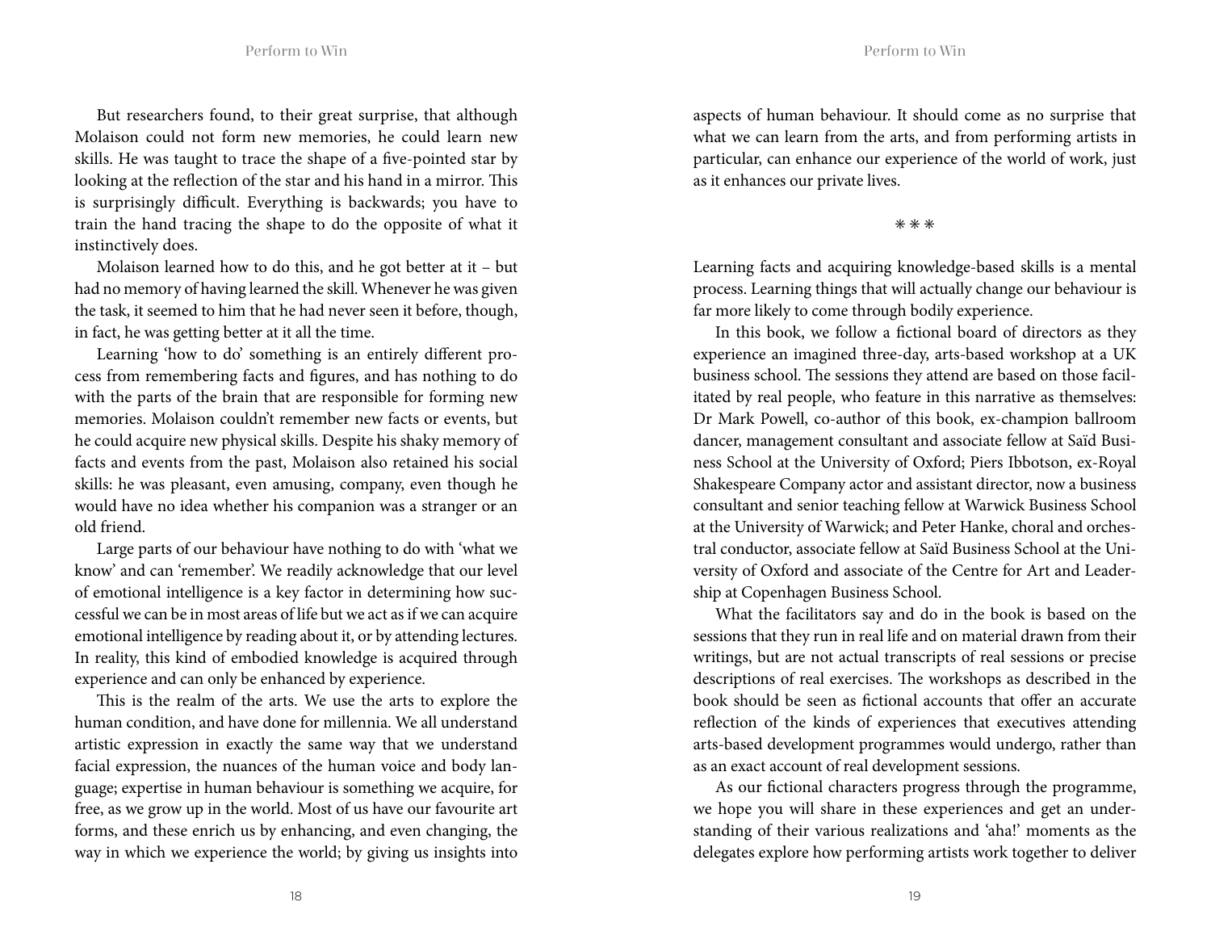But researchers found, to their great surprise, that although Molaison could not form new memories, he could learn new skills. He was taught to trace the shape of a five-pointed star by looking at the reflection of the star and his hand in a mirror. This is surprisingly difficult. Everything is backwards; you have to train the hand tracing the shape to do the opposite of what it instinctively does.

Molaison learned how to do this, and he got better at it – but had no memory of having learned the skill. Whenever he was given the task, it seemed to him that he had never seen it before, though, in fact, he was getting better at it all the time.

Learning 'how to do' something is an entirely different process from remembering facts and figures, and has nothing to do with the parts of the brain that are responsible for forming new memories. Molaison couldn't remember new facts or events, but he could acquire new physical skills. Despite his shaky memory of facts and events from the past, Molaison also retained his social skills: he was pleasant, even amusing, company, even though he would have no idea whether his companion was a stranger or an old friend.

Large parts of our behaviour have nothing to do with 'what we know' and can 'remember'. We readily acknowledge that our level of emotional intelligence is a key factor in determining how successful we can be in most areas of life but we act as if we can acquire emotional intelligence by reading about it, or by attending lectures. In reality, this kind of embodied knowledge is acquired through experience and can only be enhanced by experience.

This is the realm of the arts. We use the arts to explore the human condition, and have done for millennia. We all understand artistic expression in exactly the same way that we understand facial expression, the nuances of the human voice and body language; expertise in human behaviour is something we acquire, for free, as we grow up in the world. Most of us have our favourite art forms, and these enrich us by enhancing, and even changing, the way in which we experience the world; by giving us insights into aspects of human behaviour. It should come as no surprise that what we can learn from the arts, and from performing artists in particular, can enhance our experience of the world of work, just as it enhances our private lives.

\* \* \*

Learning facts and acquiring knowledge-based skills is a mental process. Learning things that will actually change our behaviour is far more likely to come through bodily experience.

In this book, we follow a fictional board of directors as they experience an imagined three-day, arts-based workshop at a UK business school. The sessions they attend are based on those facilitated by real people, who feature in this narrative as themselves: Dr Mark Powell, co-author of this book, ex-champion ballroom dancer, management consultant and associate fellow at Saïd Business School at the University of Oxford; Piers Ibbotson, ex-Royal Shakespeare Company actor and assistant director, now a business consultant and senior teaching fellow at Warwick Business School at the University of Warwick; and Peter Hanke, choral and orchestral conductor, associate fellow at Saïd Business School at the University of Oxford and associate of the Centre for Art and Leadership at Copenhagen Business School.

What the facilitators say and do in the book is based on the sessions that they run in real life and on material drawn from their writings, but are not actual transcripts of real sessions or precise descriptions of real exercises. The workshops as described in the book should be seen as fictional accounts that offer an accurate reflection of the kinds of experiences that executives attending arts-based development programmes would undergo, rather than as an exact account of real development sessions.

As our fictional characters progress through the programme, we hope you will share in these experiences and get an understanding of their various realizations and 'aha!' moments as the delegates explore how performing artists work together to deliver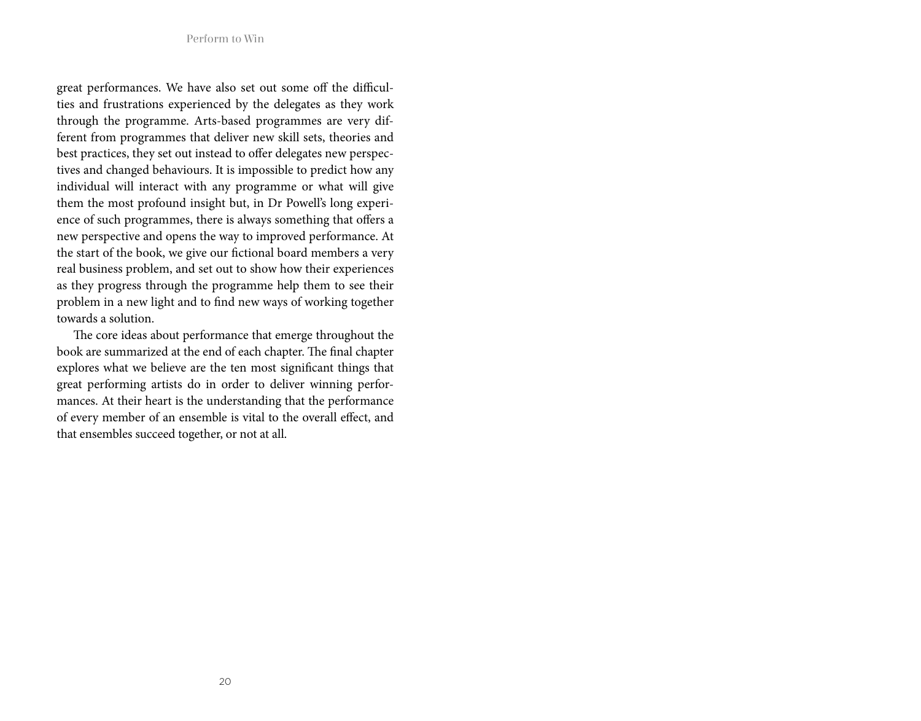great performances. We have also set out some off the difficulties and frustrations experienced by the delegates as they work through the programme. Arts-based programmes are very different from programmes that deliver new skill sets, theories and best practices, they set out instead to offer delegates new perspectives and changed behaviours. It is impossible to predict how any individual will interact with any programme or what will give them the most profound insight but, in Dr Powell's long experience of such programmes, there is always something that offers a new perspective and opens the way to improved performance. At the start of the book, we give our fictional board members a very real business problem, and set out to show how their experiences as they progress through the programme help them to see their problem in a new light and to find new ways of working together towards a solution.

The core ideas about performance that emerge throughout the book are summarized at the end of each chapter. The final chapter explores what we believe are the ten most significant things that great performing artists do in order to deliver winning performances. At their heart is the understanding that the performance of every member of an ensemble is vital to the overall effect, and that ensembles succeed together, or not at all.